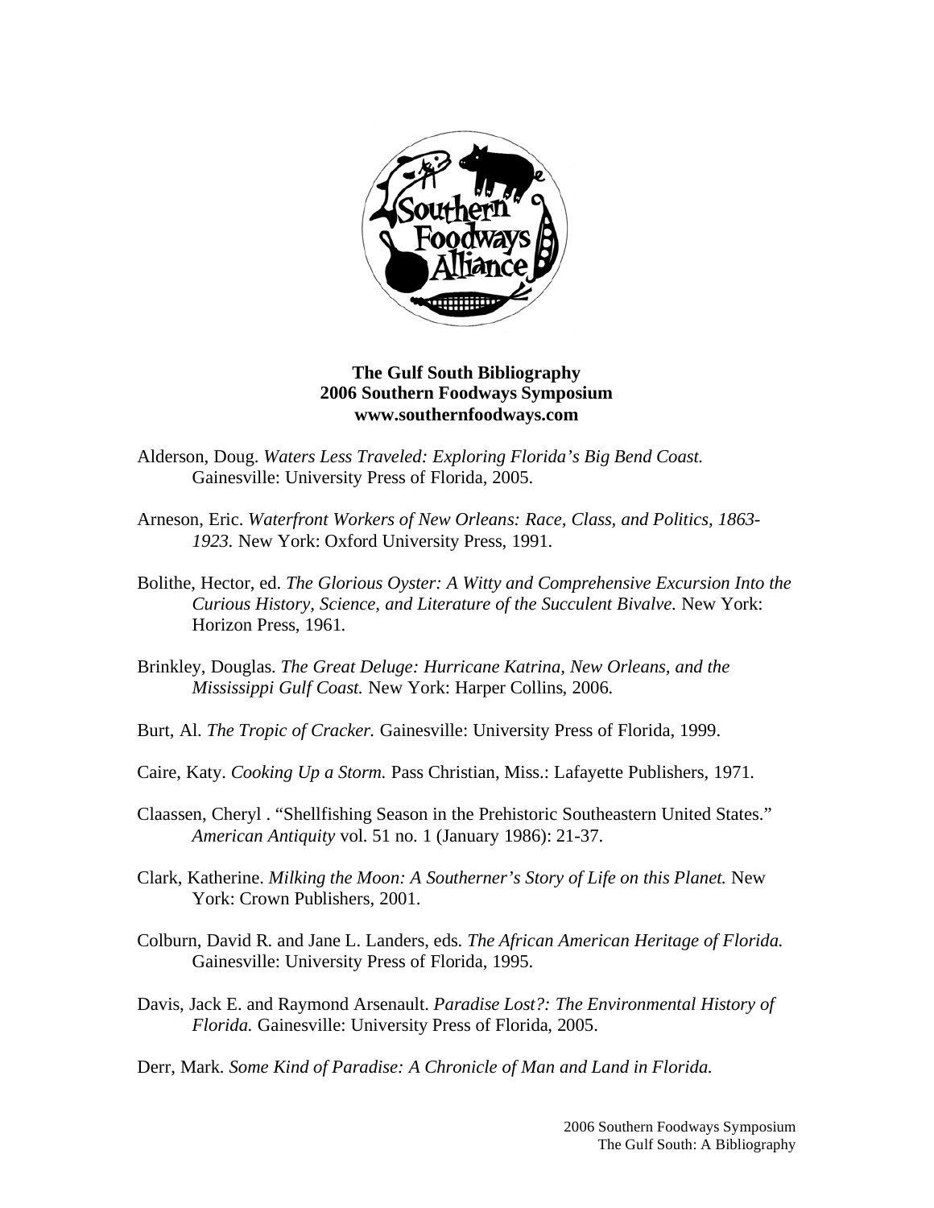**The Gulf South Bibliography**
**2006 Southern Foodways Symposium**
**www.southernfoodways.com**

Alderson, Doug. *Waters Less Traveled: Exploring Florida's Big Bend Coast.* Gainesville: University Press of Florida, 2005.

Arneson, Eric. *Waterfront Workers of New Orleans: Race, Class, and Politics, 1863-1923.* New York: Oxford University Press, 1991.

Bolithe, Hector, ed. *The Glorious Oyster: A Witty and Comprehensive Excursion Into the Curious History, Science, and Literature of the Succulent Bivalve.* New York: Horizon Press, 1961.

Brinkley, Douglas. *The Great Deluge: Hurricane Katrina, New Orleans, and the Mississippi Gulf Coast.* New York: Harper Collins, 2006.

Burt, Al. *The Tropic of Cracker.* Gainesville: University Press of Florida, 1999.

Caire, Katy. *Cooking Up a Storm.* Pass Christian, Miss.: Lafayette Publishers, 1971.

Claassen, Cheryl . "Shellfishing Season in the Prehistoric Southeastern United States." *American Antiquity* vol. 51 no. 1 (January 1986): 21-37.

Clark, Katherine. *Milking the Moon: A Southerner's Story of Life on this Planet.* New York: Crown Publishers, 2001.

Colburn, David R. and Jane L. Landers, eds. *The African American Heritage of Florida.* Gainesville: University Press of Florida, 1995.

Davis, Jack E. and Raymond Arsenault. *Paradise Lost?: The Environmental History of Florida.* Gainesville: University Press of Florida, 2005.

Derr, Mark. *Some Kind of Paradise: A Chronicle of Man and Land in Florida.*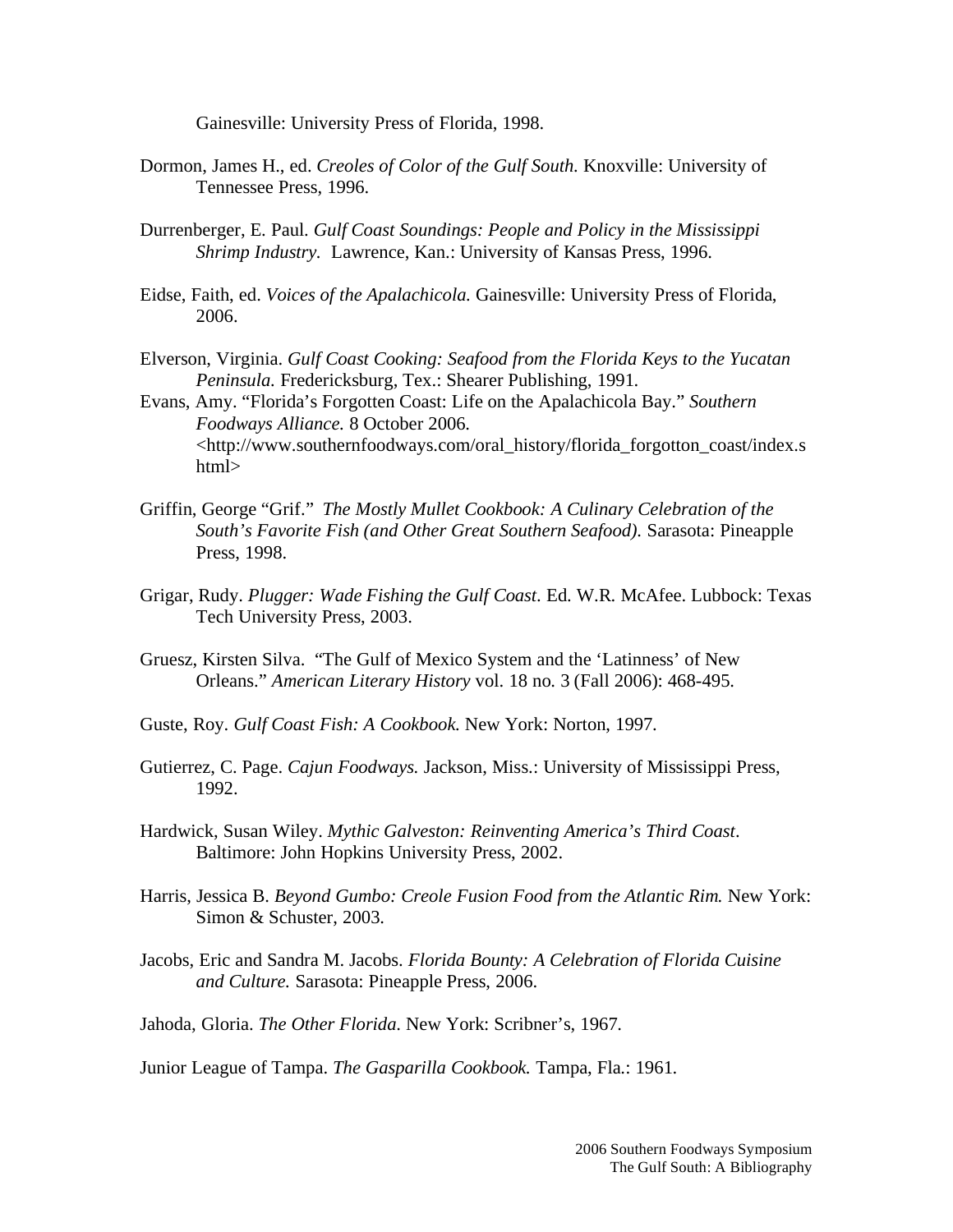Gainesville: University Press of Florida, 1998.

Dormon, James H., ed. *Creoles of Color of the Gulf South.* Knoxville: University of Tennessee Press, 1996.

Durrenberger, E. Paul. *Gulf Coast Soundings: People and Policy in the Mississippi Shrimp Industry.* Lawrence, Kan.: University of Kansas Press, 1996.

Eidse, Faith, ed. *Voices of the Apalachicola.* Gainesville: University Press of Florida, 2006.

Elverson, Virginia. *Gulf Coast Cooking: Seafood from the Florida Keys to the Yucatan Peninsula.* Fredericksburg, Tex.: Shearer Publishing, 1991.

Evans, Amy. "Florida's Forgotten Coast: Life on the Apalachicola Bay." *Southern Foodways Alliance.* 8 October 2006. <http://www.southernfoodways.com/oral_history/florida_forgotton_coast/index.shtml>

Griffin, George "Grif." *The Mostly Mullet Cookbook: A Culinary Celebration of the South's Favorite Fish (and Other Great Southern Seafood).* Sarasota: Pineapple Press, 1998.

Grigar, Rudy. *Plugger: Wade Fishing the Gulf Coast*. Ed. W.R. McAfee. Lubbock: Texas Tech University Press, 2003.

Gruesz, Kirsten Silva. "The Gulf of Mexico System and the 'Latinness' of New Orleans." *American Literary History* vol. 18 no. 3 (Fall 2006): 468-495.

Guste, Roy. *Gulf Coast Fish: A Cookbook.* New York: Norton, 1997.

Gutierrez, C. Page. *Cajun Foodways.* Jackson, Miss.: University of Mississippi Press, 1992.

Hardwick, Susan Wiley. *Mythic Galveston: Reinventing America's Third Coast*. Baltimore: John Hopkins University Press, 2002.

Harris, Jessica B. *Beyond Gumbo: Creole Fusion Food from the Atlantic Rim.* New York: Simon & Schuster, 2003.

Jacobs, Eric and Sandra M. Jacobs. *Florida Bounty: A Celebration of Florida Cuisine and Culture.* Sarasota: Pineapple Press, 2006.

Jahoda, Gloria. *The Other Florida.* New York: Scribner's, 1967.

Junior League of Tampa. *The Gasparilla Cookbook.* Tampa, Fla.: 1961.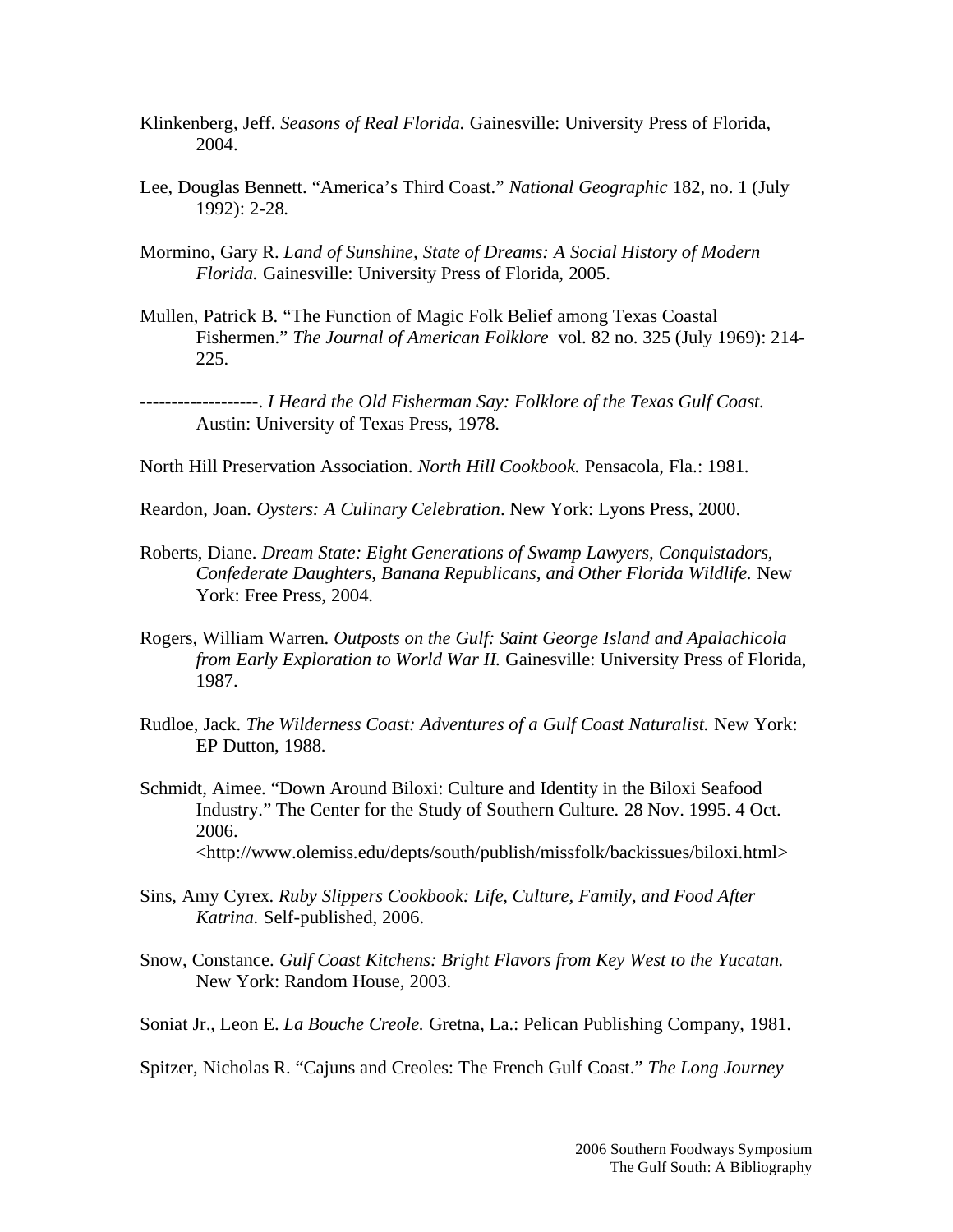Klinkenberg, Jeff. *Seasons of Real Florida.* Gainesville: University Press of Florida, 2004.

Lee, Douglas Bennett. "America's Third Coast." *National Geographic* 182, no. 1 (July 1992): 2-28.

Mormino, Gary R. *Land of Sunshine, State of Dreams: A Social History of Modern Florida.* Gainesville: University Press of Florida, 2005.

Mullen, Patrick B. "The Function of Magic Folk Belief among Texas Coastal Fishermen." *The Journal of American Folklore* vol. 82 no. 325 (July 1969): 214-225.

-------------------. *I Heard the Old Fisherman Say: Folklore of the Texas Gulf Coast.* Austin: University of Texas Press, 1978.

North Hill Preservation Association. *North Hill Cookbook.* Pensacola, Fla.: 1981.

Reardon, Joan. *Oysters: A Culinary Celebration*. New York: Lyons Press, 2000.

Roberts, Diane. *Dream State: Eight Generations of Swamp Lawyers, Conquistadors, Confederate Daughters, Banana Republicans, and Other Florida Wildlife.* New York: Free Press, 2004.

Rogers, William Warren. *Outposts on the Gulf: Saint George Island and Apalachicola from Early Exploration to World War II.* Gainesville: University Press of Florida, 1987.

Rudloe, Jack. *The Wilderness Coast: Adventures of a Gulf Coast Naturalist.* New York: EP Dutton, 1988.

Schmidt, Aimee. "Down Around Biloxi: Culture and Identity in the Biloxi Seafood Industry." The Center for the Study of Southern Culture. 28 Nov. 1995. 4 Oct. 2006. <http://www.olemiss.edu/depts/south/publish/missfolk/backissues/biloxi.html>

Sins, Amy Cyrex. *Ruby Slippers Cookbook: Life, Culture, Family, and Food After Katrina.* Self-published, 2006.

Snow, Constance. *Gulf Coast Kitchens: Bright Flavors from Key West to the Yucatan.* New York: Random House, 2003.

Soniat Jr., Leon E. *La Bouche Creole.* Gretna, La.: Pelican Publishing Company, 1981.

Spitzer, Nicholas R. "Cajuns and Creoles: The French Gulf Coast." *The Long Journey*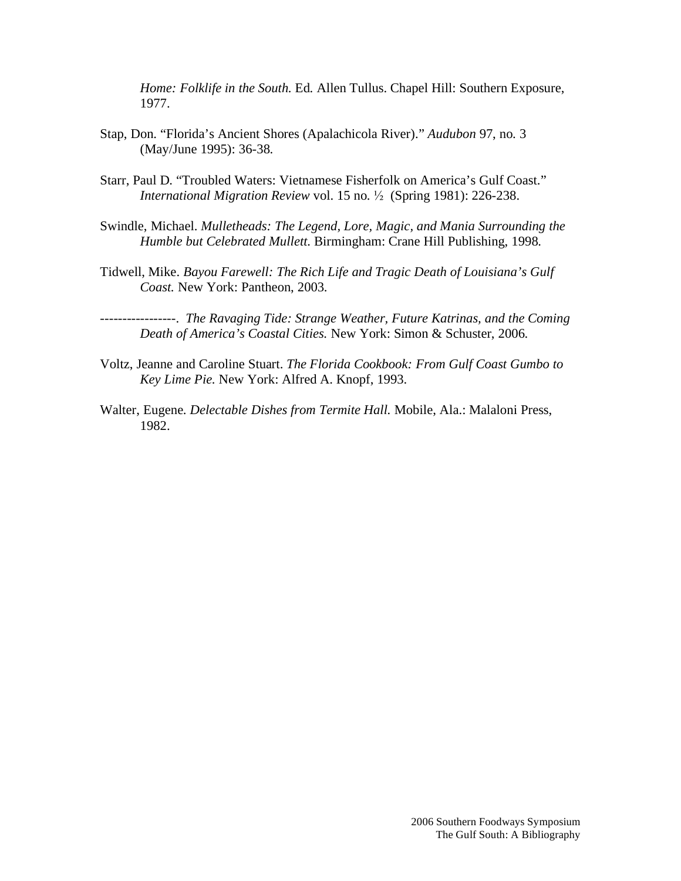*Home: Folklife in the South.* Ed. Allen Tullus. Chapel Hill: Southern Exposure, 1977.

Stap, Don. "Florida's Ancient Shores (Apalachicola River)." *Audubon* 97, no. 3 (May/June 1995): 36-38.

Starr, Paul D. "Troubled Waters: Vietnamese Fisherfolk on America's Gulf Coast." *International Migration Review* vol. 15 no. ½ (Spring 1981): 226-238.

Swindle, Michael. *Mulletheads: The Legend, Lore, Magic, and Mania Surrounding the Humble but Celebrated Mullett.* Birmingham: Crane Hill Publishing, 1998.

Tidwell, Mike. *Bayou Farewell: The Rich Life and Tragic Death of Louisiana's Gulf Coast.* New York: Pantheon, 2003.

-----------------. *The Ravaging Tide: Strange Weather, Future Katrinas, and the Coming Death of America's Coastal Cities.* New York: Simon & Schuster, 2006.

Voltz, Jeanne and Caroline Stuart. *The Florida Cookbook: From Gulf Coast Gumbo to Key Lime Pie.* New York: Alfred A. Knopf, 1993.

Walter, Eugene. *Delectable Dishes from Termite Hall.* Mobile, Ala.: Malaloni Press, 1982.